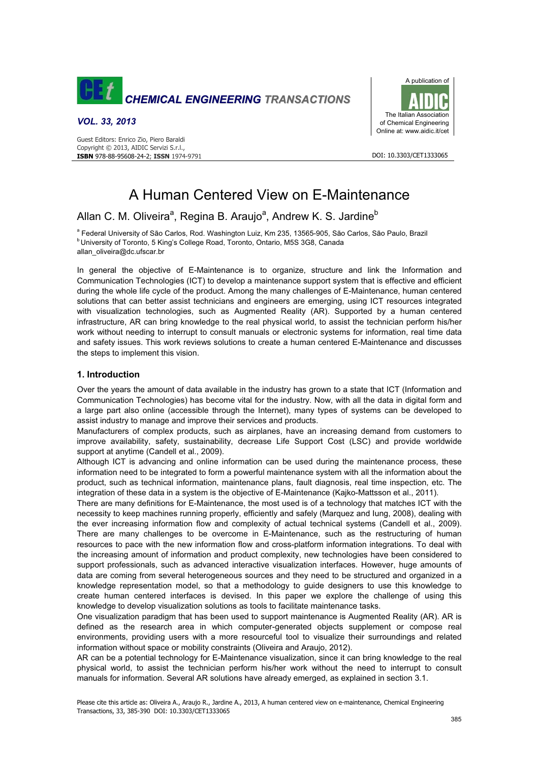# A Human Centered View on E-Maintenance

Allan C. M. Oliveira[a], Regina B. Araujo[a], Andrew K. S. Jardine[b]

[a] Federal University of São Carlos, Rod. Washington Luiz, Km 235, 13565-905, São Carlos, São Paulo, Brazil
[b] University of Toronto, 5 King's College Road, Toronto, Ontario, M5S 3G8, Canada
allan_oliveira@dc.ufscar.br

In general the objective of E-Maintenance is to organize, structure and link the Information and Communication Technologies (ICT) to develop a maintenance support system that is effective and efficient during the whole life cycle of the product. Among the many challenges of E-Maintenance, human centered solutions that can better assist technicians and engineers are emerging, using ICT resources integrated with visualization technologies, such as Augmented Reality (AR). Supported by a human centered infrastructure, AR can bring knowledge to the real physical world, to assist the technician perform his/her work without needing to interrupt to consult manuals or electronic systems for information, real time data and safety issues. This work reviews solutions to create a human centered E-Maintenance and discusses the steps to implement this vision.

## 1. Introduction

Over the years the amount of data available in the industry has grown to a state that ICT (Information and Communication Technologies) has become vital for the industry. Now, with all the data in digital form and a large part also online (accessible through the Internet), many types of systems can be developed to assist industry to manage and improve their services and products.

Manufacturers of complex products, such as airplanes, have an increasing demand from customers to improve availability, safety, sustainability, decrease Life Support Cost (LSC) and provide worldwide support at anytime (Candell et al., 2009).

Although ICT is advancing and online information can be used during the maintenance process, these information need to be integrated to form a powerful maintenance system with all the information about the product, such as technical information, maintenance plans, fault diagnosis, real time inspection, etc. The integration of these data in a system is the objective of E-Maintenance (Kajko-Mattsson et al., 2011).

There are many definitions for E-Maintenance, the most used is of a technology that matches ICT with the necessity to keep machines running properly, efficiently and safely (Marquez and Iung, 2008), dealing with the ever increasing information flow and complexity of actual technical systems (Candell et al., 2009). There are many challenges to be overcome in E-Maintenance, such as the restructuring of human resources to pace with the new information flow and cross-platform information integrations. To deal with the increasing amount of information and product complexity, new technologies have been considered to support professionals, such as advanced interactive visualization interfaces. However, huge amounts of data are coming from several heterogeneous sources and they need to be structured and organized in a knowledge representation model, so that a methodology to guide designers to use this knowledge to create human centered interfaces is devised. In this paper we explore the challenge of using this knowledge to develop visualization solutions as tools to facilitate maintenance tasks.

One visualization paradigm that has been used to support maintenance is Augmented Reality (AR). AR is defined as the research area in which computer-generated objects supplement or compose real environments, providing users with a more resourceful tool to visualize their surroundings and related information without space or mobility constraints (Oliveira and Araujo, 2012).

AR can be a potential technology for E-Maintenance visualization, since it can bring knowledge to the real physical world, to assist the technician perform his/her work without the need to interrupt to consult manuals for information. Several AR solutions have already emerged, as explained in section 3.1.

Please cite this article as: Oliveira A., Araujo R., Jardine A., 2013, A human centered view on e-maintenance, Chemical Engineering Transactions, 33, 385-390 DOI: 10.3303/CET1333065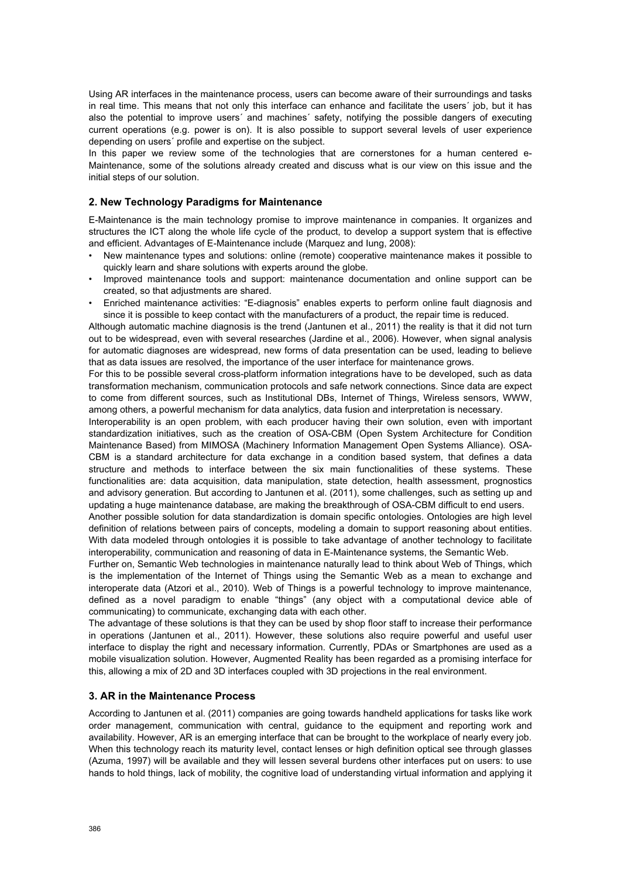Using AR interfaces in the maintenance process, users can become aware of their surroundings and tasks in real time. This means that not only this interface can enhance and facilitate the users´ job, but it has also the potential to improve users´ and machines´ safety, notifying the possible dangers of executing current operations (e.g. power is on). It is also possible to support several levels of user experience depending on users´ profile and expertise on the subject.

In this paper we review some of the technologies that are cornerstones for a human centered e-Maintenance, some of the solutions already created and discuss what is our view on this issue and the initial steps of our solution.

## 2. New Technology Paradigms for Maintenance

E-Maintenance is the main technology promise to improve maintenance in companies. It organizes and structures the ICT along the whole life cycle of the product, to develop a support system that is effective and efficient. Advantages of E-Maintenance include (Marquez and Iung, 2008):

- New maintenance types and solutions: online (remote) cooperative maintenance makes it possible to quickly learn and share solutions with experts around the globe.
- Improved maintenance tools and support: maintenance documentation and online support can be created, so that adjustments are shared.
- Enriched maintenance activities: "E-diagnosis" enables experts to perform online fault diagnosis and since it is possible to keep contact with the manufacturers of a product, the repair time is reduced.

Although automatic machine diagnosis is the trend (Jantunen et al., 2011) the reality is that it did not turn out to be widespread, even with several researches (Jardine et al., 2006). However, when signal analysis for automatic diagnoses are widespread, new forms of data presentation can be used, leading to believe that as data issues are resolved, the importance of the user interface for maintenance grows.

For this to be possible several cross-platform information integrations have to be developed, such as data transformation mechanism, communication protocols and safe network connections. Since data are expect to come from different sources, such as Institutional DBs, Internet of Things, Wireless sensors, WWW, among others, a powerful mechanism for data analytics, data fusion and interpretation is necessary.

Interoperability is an open problem, with each producer having their own solution, even with important standardization initiatives, such as the creation of OSA-CBM (Open System Architecture for Condition Maintenance Based) from MIMOSA (Machinery Information Management Open Systems Alliance). OSA-CBM is a standard architecture for data exchange in a condition based system, that defines a data structure and methods to interface between the six main functionalities of these systems. These functionalities are: data acquisition, data manipulation, state detection, health assessment, prognostics and advisory generation. But according to Jantunen et al. (2011), some challenges, such as setting up and updating a huge maintenance database, are making the breakthrough of OSA-CBM difficult to end users.

Another possible solution for data standardization is domain specific ontologies. Ontologies are high level definition of relations between pairs of concepts, modeling a domain to support reasoning about entities. With data modeled through ontologies it is possible to take advantage of another technology to facilitate interoperability, communication and reasoning of data in E-Maintenance systems, the Semantic Web.

Further on, Semantic Web technologies in maintenance naturally lead to think about Web of Things, which is the implementation of the Internet of Things using the Semantic Web as a mean to exchange and interoperate data (Atzori et al., 2010). Web of Things is a powerful technology to improve maintenance, defined as a novel paradigm to enable "things" (any object with a computational device able of communicating) to communicate, exchanging data with each other.

The advantage of these solutions is that they can be used by shop floor staff to increase their performance in operations (Jantunen et al., 2011). However, these solutions also require powerful and useful user interface to display the right and necessary information. Currently, PDAs or Smartphones are used as a mobile visualization solution. However, Augmented Reality has been regarded as a promising interface for this, allowing a mix of 2D and 3D interfaces coupled with 3D projections in the real environment.

## 3. AR in the Maintenance Process

According to Jantunen et al. (2011) companies are going towards handheld applications for tasks like work order management, communication with central, guidance to the equipment and reporting work and availability. However, AR is an emerging interface that can be brought to the workplace of nearly every job. When this technology reach its maturity level, contact lenses or high definition optical see through glasses (Azuma, 1997) will be available and they will lessen several burdens other interfaces put on users: to use hands to hold things, lack of mobility, the cognitive load of understanding virtual information and applying it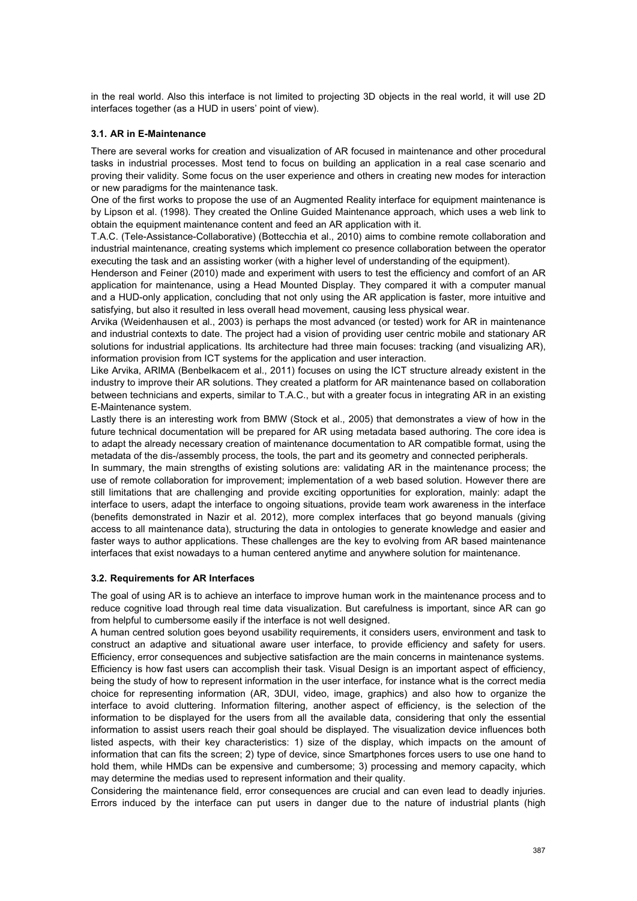in the real world. Also this interface is not limited to projecting 3D objects in the real world, it will use 2D interfaces together (as a HUD in users' point of view).

### 3.1. AR in E-Maintenance

There are several works for creation and visualization of AR focused in maintenance and other procedural tasks in industrial processes. Most tend to focus on building an application in a real case scenario and proving their validity. Some focus on the user experience and others in creating new modes for interaction or new paradigms for the maintenance task.

One of the first works to propose the use of an Augmented Reality interface for equipment maintenance is by Lipson et al. (1998). They created the Online Guided Maintenance approach, which uses a web link to obtain the equipment maintenance content and feed an AR application with it.

T.A.C. (Tele-Assistance-Collaborative) (Bottecchia et al., 2010) aims to combine remote collaboration and industrial maintenance, creating systems which implement co presence collaboration between the operator executing the task and an assisting worker (with a higher level of understanding of the equipment).

Henderson and Feiner (2010) made and experiment with users to test the efficiency and comfort of an AR application for maintenance, using a Head Mounted Display. They compared it with a computer manual and a HUD-only application, concluding that not only using the AR application is faster, more intuitive and satisfying, but also it resulted in less overall head movement, causing less physical wear.

Arvika (Weidenhausen et al., 2003) is perhaps the most advanced (or tested) work for AR in maintenance and industrial contexts to date. The project had a vision of providing user centric mobile and stationary AR solutions for industrial applications. Its architecture had three main focuses: tracking (and visualizing AR), information provision from ICT systems for the application and user interaction.

Like Arvika, ARIMA (Benbelkacem et al., 2011) focuses on using the ICT structure already existent in the industry to improve their AR solutions. They created a platform for AR maintenance based on collaboration between technicians and experts, similar to T.A.C., but with a greater focus in integrating AR in an existing E-Maintenance system.

Lastly there is an interesting work from BMW (Stock et al., 2005) that demonstrates a view of how in the future technical documentation will be prepared for AR using metadata based authoring. The core idea is to adapt the already necessary creation of maintenance documentation to AR compatible format, using the metadata of the dis-/assembly process, the tools, the part and its geometry and connected peripherals.

In summary, the main strengths of existing solutions are: validating AR in the maintenance process; the use of remote collaboration for improvement; implementation of a web based solution. However there are still limitations that are challenging and provide exciting opportunities for exploration, mainly: adapt the interface to users, adapt the interface to ongoing situations, provide team work awareness in the interface (benefits demonstrated in Nazir et al. 2012), more complex interfaces that go beyond manuals (giving access to all maintenance data), structuring the data in ontologies to generate knowledge and easier and faster ways to author applications. These challenges are the key to evolving from AR based maintenance interfaces that exist nowadays to a human centered anytime and anywhere solution for maintenance.

### 3.2. Requirements for AR Interfaces

The goal of using AR is to achieve an interface to improve human work in the maintenance process and to reduce cognitive load through real time data visualization. But carefulness is important, since AR can go from helpful to cumbersome easily if the interface is not well designed.

A human centred solution goes beyond usability requirements, it considers users, environment and task to construct an adaptive and situational aware user interface, to provide efficiency and safety for users. Efficiency, error consequences and subjective satisfaction are the main concerns in maintenance systems.

Efficiency is how fast users can accomplish their task. Visual Design is an important aspect of efficiency, being the study of how to represent information in the user interface, for instance what is the correct media choice for representing information (AR, 3DUI, video, image, graphics) and also how to organize the interface to avoid cluttering. Information filtering, another aspect of efficiency, is the selection of the information to be displayed for the users from all the available data, considering that only the essential information to assist users reach their goal should be displayed. The visualization device influences both listed aspects, with their key characteristics: 1) size of the display, which impacts on the amount of information that can fits the screen; 2) type of device, since Smartphones forces users to use one hand to hold them, while HMDs can be expensive and cumbersome; 3) processing and memory capacity, which may determine the medias used to represent information and their quality.

Considering the maintenance field, error consequences are crucial and can even lead to deadly injuries. Errors induced by the interface can put users in danger due to the nature of industrial plants (high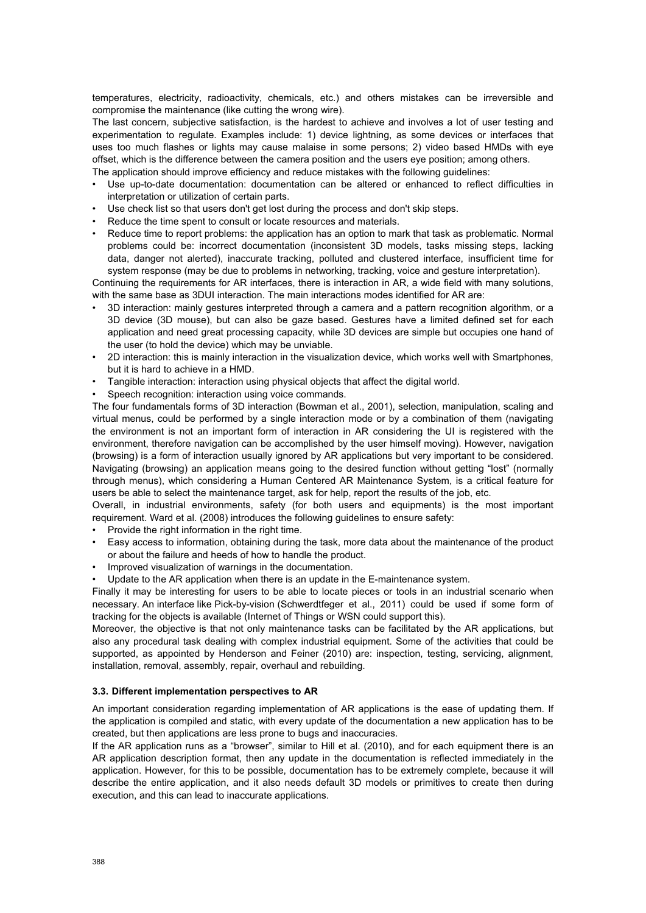temperatures, electricity, radioactivity, chemicals, etc.) and others mistakes can be irreversible and compromise the maintenance (like cutting the wrong wire).

The last concern, subjective satisfaction, is the hardest to achieve and involves a lot of user testing and experimentation to regulate. Examples include: 1) device lightning, as some devices or interfaces that uses too much flashes or lights may cause malaise in some persons; 2) video based HMDs with eye offset, which is the difference between the camera position and the users eye position; among others.

The application should improve efficiency and reduce mistakes with the following guidelines:

- Use up-to-date documentation: documentation can be altered or enhanced to reflect difficulties in interpretation or utilization of certain parts.
- Use check list so that users don't get lost during the process and don't skip steps.
- Reduce the time spent to consult or locate resources and materials.
- Reduce time to report problems: the application has an option to mark that task as problematic. Normal problems could be: incorrect documentation (inconsistent 3D models, tasks missing steps, lacking data, danger not alerted), inaccurate tracking, polluted and clustered interface, insufficient time for system response (may be due to problems in networking, tracking, voice and gesture interpretation).

Continuing the requirements for AR interfaces, there is interaction in AR, a wide field with many solutions, with the same base as 3DUI interaction. The main interactions modes identified for AR are:

- 3D interaction: mainly gestures interpreted through a camera and a pattern recognition algorithm, or a 3D device (3D mouse), but can also be gaze based. Gestures have a limited defined set for each application and need great processing capacity, while 3D devices are simple but occupies one hand of the user (to hold the device) which may be unviable.
- 2D interaction: this is mainly interaction in the visualization device, which works well with Smartphones, but it is hard to achieve in a HMD.
- Tangible interaction: interaction using physical objects that affect the digital world.
- Speech recognition: interaction using voice commands.

The four fundamentals forms of 3D interaction (Bowman et al., 2001), selection, manipulation, scaling and virtual menus, could be performed by a single interaction mode or by a combination of them (navigating the environment is not an important form of interaction in AR considering the UI is registered with the environment, therefore navigation can be accomplished by the user himself moving). However, navigation (browsing) is a form of interaction usually ignored by AR applications but very important to be considered. Navigating (browsing) an application means going to the desired function without getting "lost" (normally through menus), which considering a Human Centered AR Maintenance System, is a critical feature for users be able to select the maintenance target, ask for help, report the results of the job, etc.

Overall, in industrial environments, safety (for both users and equipments) is the most important requirement. Ward et al. (2008) introduces the following guidelines to ensure safety:

- Provide the right information in the right time.
- Easy access to information, obtaining during the task, more data about the maintenance of the product or about the failure and heeds of how to handle the product.
- Improved visualization of warnings in the documentation.
- Update to the AR application when there is an update in the E-maintenance system.

Finally it may be interesting for users to be able to locate pieces or tools in an industrial scenario when necessary. An interface like Pick-by-vision (Schwerdtfeger et al., 2011) could be used if some form of tracking for the objects is available (Internet of Things or WSN could support this).

Moreover, the objective is that not only maintenance tasks can be facilitated by the AR applications, but also any procedural task dealing with complex industrial equipment. Some of the activities that could be supported, as appointed by Henderson and Feiner (2010) are: inspection, testing, servicing, alignment, installation, removal, assembly, repair, overhaul and rebuilding.

### 3.3. Different implementation perspectives to AR

An important consideration regarding implementation of AR applications is the ease of updating them. If the application is compiled and static, with every update of the documentation a new application has to be created, but then applications are less prone to bugs and inaccuracies.

If the AR application runs as a "browser", similar to Hill et al. (2010), and for each equipment there is an AR application description format, then any update in the documentation is reflected immediately in the application. However, for this to be possible, documentation has to be extremely complete, because it will describe the entire application, and it also needs default 3D models or primitives to create then during execution, and this can lead to inaccurate applications.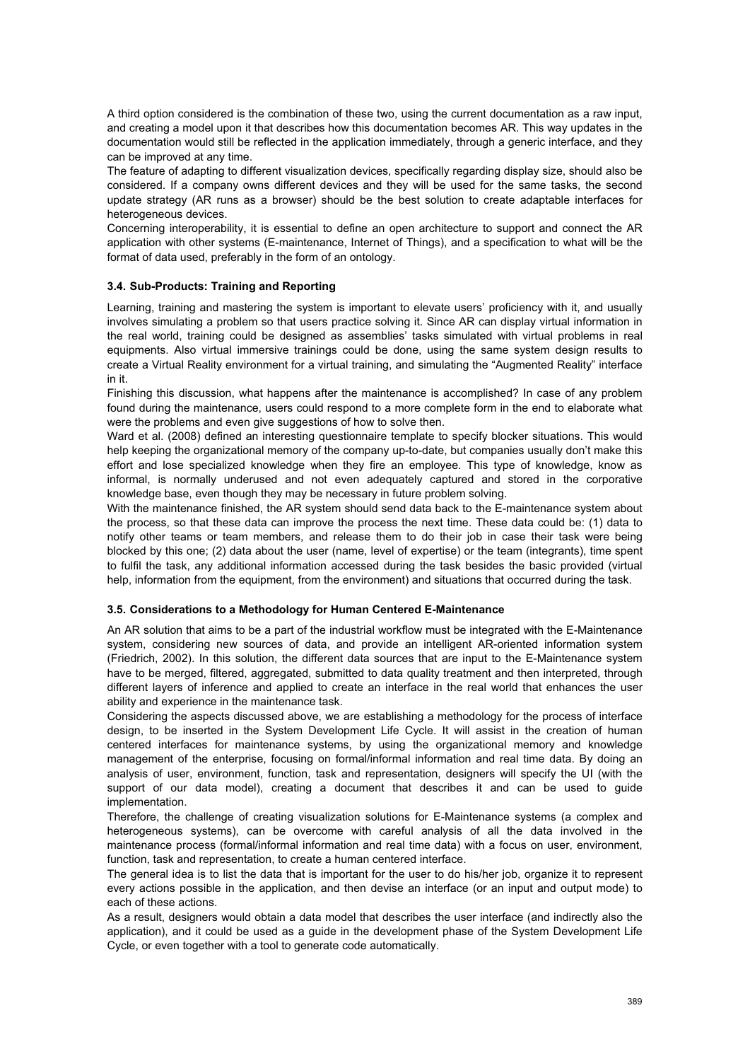A third option considered is the combination of these two, using the current documentation as a raw input, and creating a model upon it that describes how this documentation becomes AR. This way updates in the documentation would still be reflected in the application immediately, through a generic interface, and they can be improved at any time.

The feature of adapting to different visualization devices, specifically regarding display size, should also be considered. If a company owns different devices and they will be used for the same tasks, the second update strategy (AR runs as a browser) should be the best solution to create adaptable interfaces for heterogeneous devices.

Concerning interoperability, it is essential to define an open architecture to support and connect the AR application with other systems (E-maintenance, Internet of Things), and a specification to what will be the format of data used, preferably in the form of an ontology.

### 3.4. Sub-Products: Training and Reporting

Learning, training and mastering the system is important to elevate users' proficiency with it, and usually involves simulating a problem so that users practice solving it. Since AR can display virtual information in the real world, training could be designed as assemblies' tasks simulated with virtual problems in real equipments. Also virtual immersive trainings could be done, using the same system design results to create a Virtual Reality environment for a virtual training, and simulating the "Augmented Reality" interface in it.

Finishing this discussion, what happens after the maintenance is accomplished? In case of any problem found during the maintenance, users could respond to a more complete form in the end to elaborate what were the problems and even give suggestions of how to solve then.

Ward et al. (2008) defined an interesting questionnaire template to specify blocker situations. This would help keeping the organizational memory of the company up-to-date, but companies usually don't make this effort and lose specialized knowledge when they fire an employee. This type of knowledge, know as informal, is normally underused and not even adequately captured and stored in the corporative knowledge base, even though they may be necessary in future problem solving.

With the maintenance finished, the AR system should send data back to the E-maintenance system about the process, so that these data can improve the process the next time. These data could be: (1) data to notify other teams or team members, and release them to do their job in case their task were being blocked by this one; (2) data about the user (name, level of expertise) or the team (integrants), time spent to fulfil the task, any additional information accessed during the task besides the basic provided (virtual help, information from the equipment, from the environment) and situations that occurred during the task.

### 3.5. Considerations to a Methodology for Human Centered E-Maintenance

An AR solution that aims to be a part of the industrial workflow must be integrated with the E-Maintenance system, considering new sources of data, and provide an intelligent AR-oriented information system (Friedrich, 2002). In this solution, the different data sources that are input to the E-Maintenance system have to be merged, filtered, aggregated, submitted to data quality treatment and then interpreted, through different layers of inference and applied to create an interface in the real world that enhances the user ability and experience in the maintenance task.

Considering the aspects discussed above, we are establishing a methodology for the process of interface design, to be inserted in the System Development Life Cycle. It will assist in the creation of human centered interfaces for maintenance systems, by using the organizational memory and knowledge management of the enterprise, focusing on formal/informal information and real time data. By doing an analysis of user, environment, function, task and representation, designers will specify the UI (with the support of our data model), creating a document that describes it and can be used to guide implementation.

Therefore, the challenge of creating visualization solutions for E-Maintenance systems (a complex and heterogeneous systems), can be overcome with careful analysis of all the data involved in the maintenance process (formal/informal information and real time data) with a focus on user, environment, function, task and representation, to create a human centered interface.

The general idea is to list the data that is important for the user to do his/her job, organize it to represent every actions possible in the application, and then devise an interface (or an input and output mode) to each of these actions.

As a result, designers would obtain a data model that describes the user interface (and indirectly also the application), and it could be used as a guide in the development phase of the System Development Life Cycle, or even together with a tool to generate code automatically.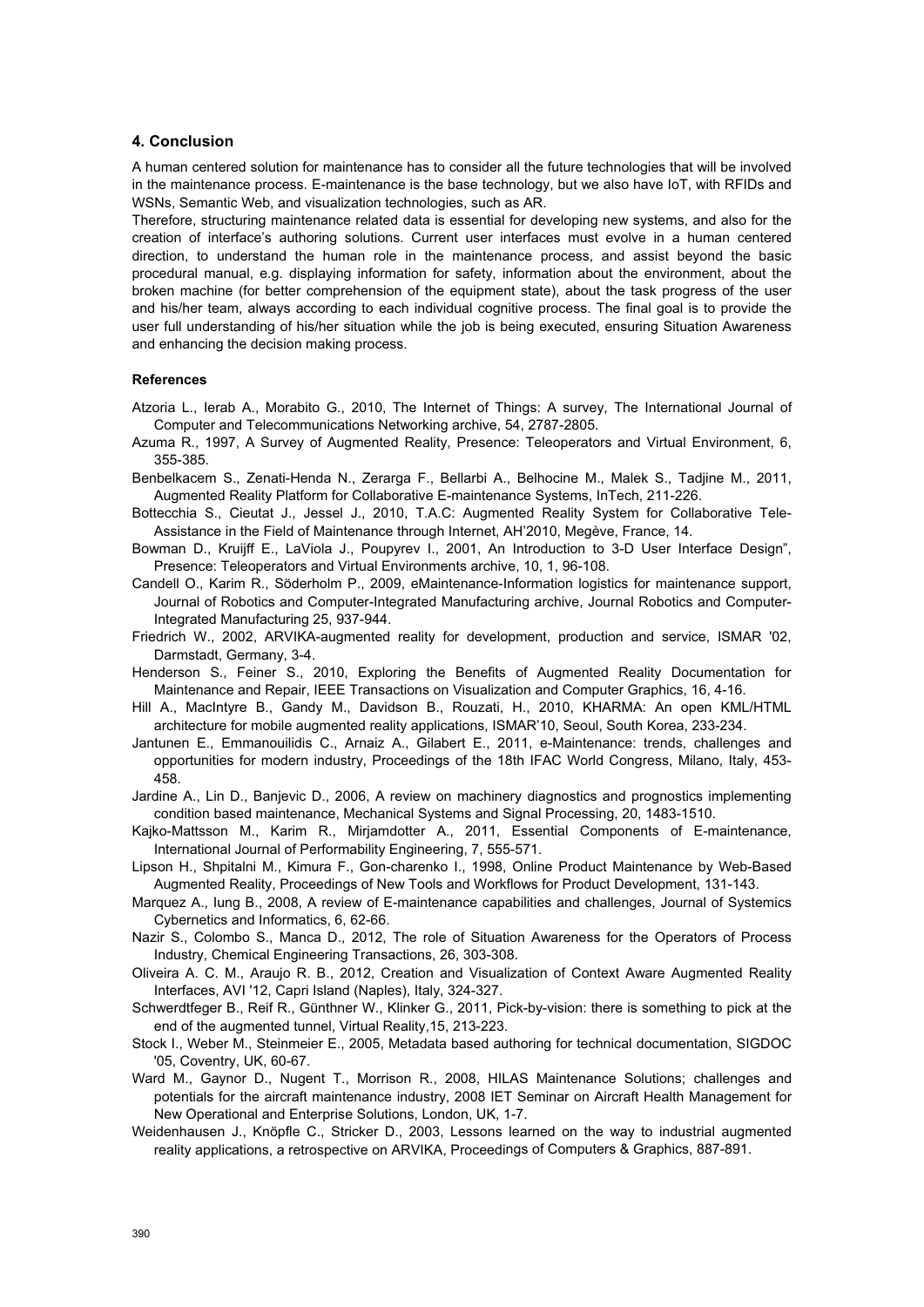## 4. Conclusion

A human centered solution for maintenance has to consider all the future technologies that will be involved in the maintenance process. E-maintenance is the base technology, but we also have IoT, with RFIDs and WSNs, Semantic Web, and visualization technologies, such as AR.

Therefore, structuring maintenance related data is essential for developing new systems, and also for the creation of interface's authoring solutions. Current user interfaces must evolve in a human centered direction, to understand the human role in the maintenance process, and assist beyond the basic procedural manual, e.g. displaying information for safety, information about the environment, about the broken machine (for better comprehension of the equipment state), about the task progress of the user and his/her team, always according to each individual cognitive process. The final goal is to provide the user full understanding of his/her situation while the job is being executed, ensuring Situation Awareness and enhancing the decision making process.

### References

Atzoria L., Ierab A., Morabito G., 2010, The Internet of Things: A survey, The International Journal of Computer and Telecommunications Networking archive, 54, 2787-2805.

Azuma R., 1997, A Survey of Augmented Reality, Presence: Teleoperators and Virtual Environment, 6, 355-385.

Benbelkacem S., Zenati-Henda N., Zerarga F., Bellarbi A., Belhocine M., Malek S., Tadjine M., 2011, Augmented Reality Platform for Collaborative E-maintenance Systems, InTech, 211-226.

Bottecchia S., Cieutat J., Jessel J., 2010, T.A.C: Augmented Reality System for Collaborative Tele-Assistance in the Field of Maintenance through Internet, AH'2010, Megève, France, 14.

Bowman D., Kruijff E., LaViola J., Poupyrev I., 2001, An Introduction to 3-D User Interface Design", Presence: Teleoperators and Virtual Environments archive, 10, 1, 96-108.

Candell O., Karim R., Söderholm P., 2009, eMaintenance-Information logistics for maintenance support, Journal of Robotics and Computer-Integrated Manufacturing archive, Journal Robotics and Computer-Integrated Manufacturing 25, 937-944.

Friedrich W., 2002, ARVIKA-augmented reality for development, production and service, ISMAR '02, Darmstadt, Germany, 3-4.

Henderson S., Feiner S., 2010, Exploring the Benefits of Augmented Reality Documentation for Maintenance and Repair, IEEE Transactions on Visualization and Computer Graphics, 16, 4-16.

Hill A., MacIntyre B., Gandy M., Davidson B., Rouzati, H., 2010, KHARMA: An open KML/HTML architecture for mobile augmented reality applications, ISMAR'10, Seoul, South Korea, 233-234.

Jantunen E., Emmanouilidis C., Arnaiz A., Gilabert E., 2011, e-Maintenance: trends, challenges and opportunities for modern industry, Proceedings of the 18th IFAC World Congress, Milano, Italy, 453-458.

Jardine A., Lin D., Banjevic D., 2006, A review on machinery diagnostics and prognostics implementing condition based maintenance, Mechanical Systems and Signal Processing, 20, 1483-1510.

Kajko-Mattsson M., Karim R., Mirjamdotter A., 2011, Essential Components of E-maintenance, International Journal of Performability Engineering, 7, 555-571.

Lipson H., Shpitalni M., Kimura F., Gon-charenko I., 1998, Online Product Maintenance by Web-Based Augmented Reality, Proceedings of New Tools and Workflows for Product Development, 131-143.

Marquez A., Iung B., 2008, A review of E-maintenance capabilities and challenges, Journal of Systemics Cybernetics and Informatics, 6, 62-66.

Nazir S., Colombo S., Manca D., 2012, The role of Situation Awareness for the Operators of Process Industry, Chemical Engineering Transactions, 26, 303-308.

Oliveira A. C. M., Araujo R. B., 2012, Creation and Visualization of Context Aware Augmented Reality Interfaces, AVI '12, Capri Island (Naples), Italy, 324-327.

Schwerdtfeger B., Reif R., Günthner W., Klinker G., 2011, Pick-by-vision: there is something to pick at the end of the augmented tunnel, Virtual Reality,15, 213-223.

Stock I., Weber M., Steinmeier E., 2005, Metadata based authoring for technical documentation, SIGDOC '05, Coventry, UK, 60-67.

Ward M., Gaynor D., Nugent T., Morrison R., 2008, HILAS Maintenance Solutions; challenges and potentials for the aircraft maintenance industry, 2008 IET Seminar on Aircraft Health Management for New Operational and Enterprise Solutions, London, UK, 1-7.

Weidenhausen J., Knöpfle C., Stricker D., 2003, Lessons learned on the way to industrial augmented reality applications, a retrospective on ARVIKA, Proceedings of Computers & Graphics, 887-891.